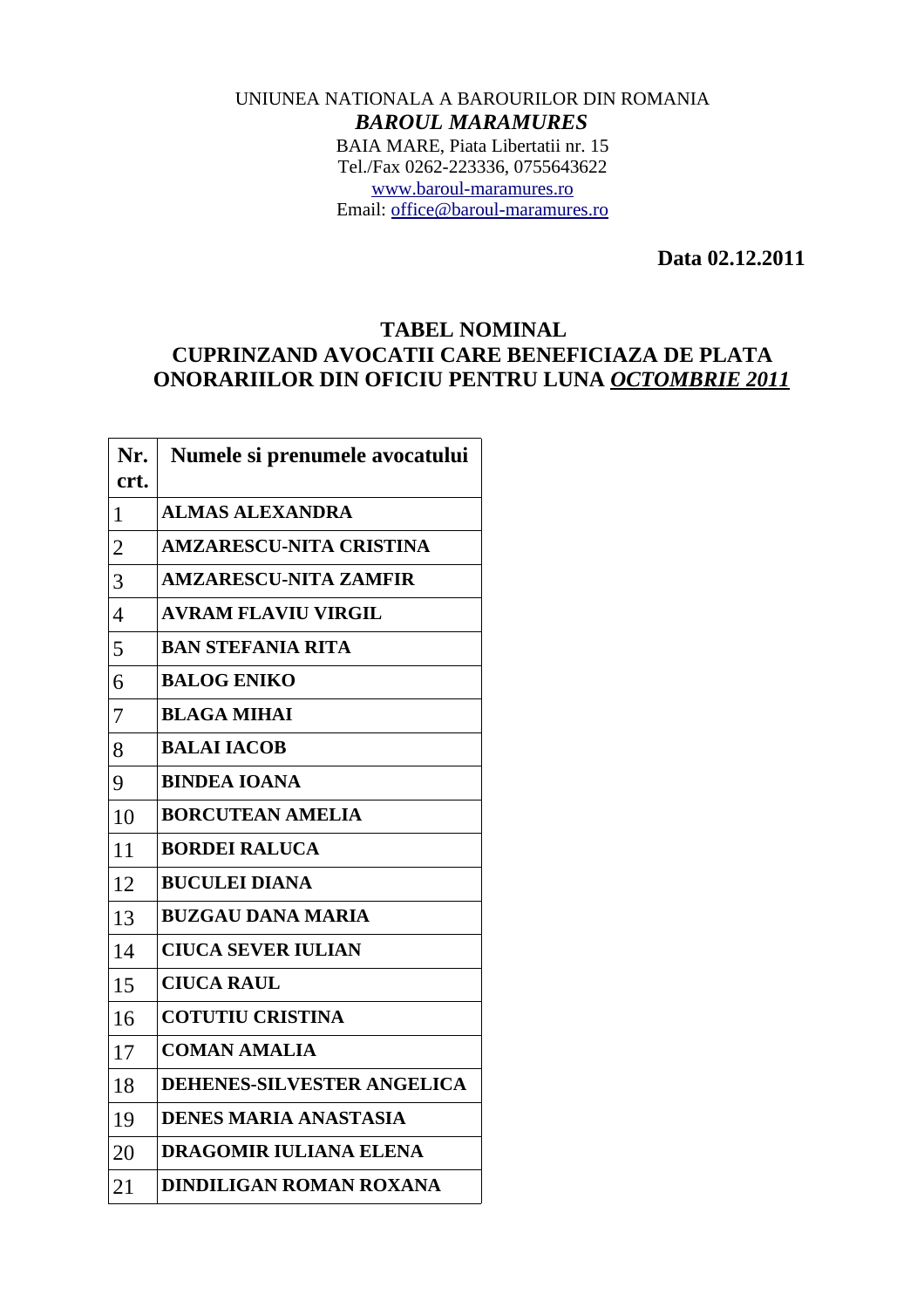UNIUNEA NATIONALA A BAROURILOR DIN ROMANIA

***BAROUL MARAMURES***

BAIA MARE, Piata Libertatii nr. 15
Tel./Fax 0262-223336, 0755643622
www.baroul-maramures.ro
Email: office@baroul-maramures.ro

**Data 02.12.2011**

## TABEL NOMINAL
## CUPRINZAND AVOCATII CARE BENEFICIAZA DE PLATA ONORARIILOR DIN OFICIU PENTRU LUNA *OCTOMBRIE 2011*

| Nr. crt. | Numele si prenumele avocatului |
|---|---|
| 1 | **ALMAS ALEXANDRA** |
| 2 | **AMZARESCU-NITA CRISTINA** |
| 3 | **AMZARESCU-NITA ZAMFIR** |
| 4 | **AVRAM FLAVIU VIRGIL** |
| 5 | **BAN STEFANIA RITA** |
| 6 | **BALOG ENIKO** |
| 7 | **BLAGA MIHAI** |
| 8 | **BALAI IACOB** |
| 9 | **BINDEA IOANA** |
| 10 | **BORCUTEAN AMELIA** |
| 11 | **BORDEI RALUCA** |
| 12 | **BUCULEI DIANA** |
| 13 | **BUZGAU DANA MARIA** |
| 14 | **CIUCA SEVER IULIAN** |
| 15 | **CIUCA RAUL** |
| 16 | **COTUTIU CRISTINA** |
| 17 | **COMAN AMALIA** |
| 18 | **DEHENES-SILVESTER ANGELICA** |
| 19 | **DENES MARIA ANASTASIA** |
| 20 | **DRAGOMIR IULIANA ELENA** |
| 21 | **DINDILIGAN ROMAN ROXANA** |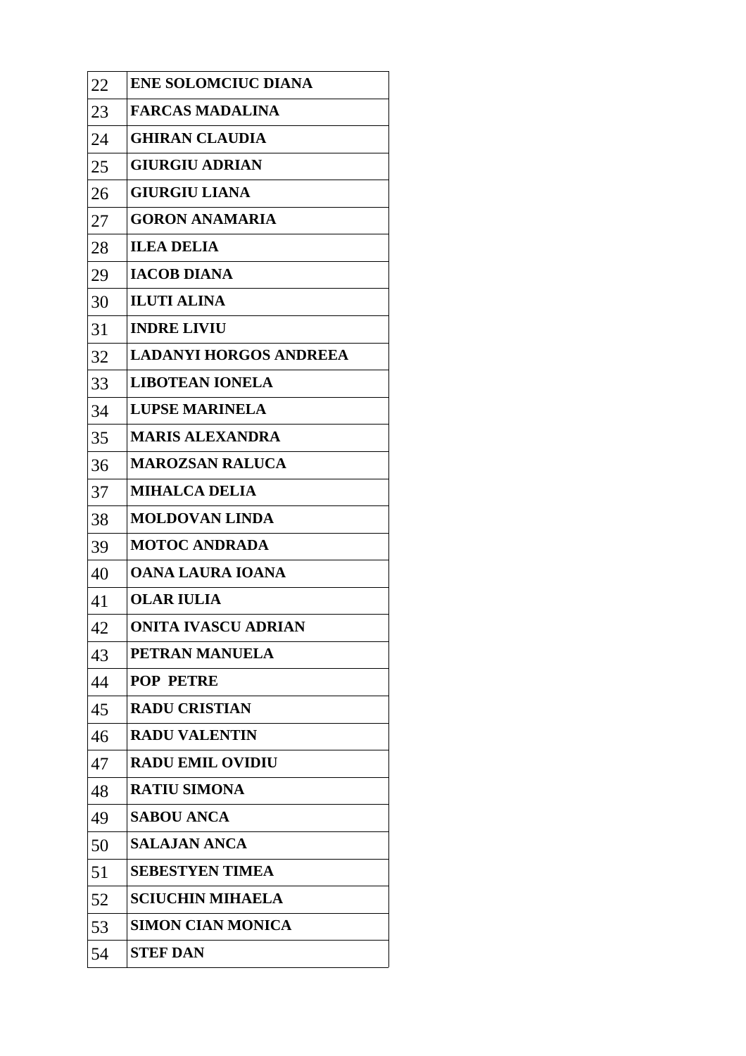| | |
|---|---|
| 22 | **ENE SOLOMCIUC DIANA** |
| 23 | **FARCAS MADALINA** |
| 24 | **GHIRAN CLAUDIA** |
| 25 | **GIURGIU ADRIAN** |
| 26 | **GIURGIU LIANA** |
| 27 | **GORON ANAMARIA** |
| 28 | **ILEA DELIA** |
| 29 | **IACOB DIANA** |
| 30 | **ILUTI ALINA** |
| 31 | **INDRE LIVIU** |
| 32 | **LADANYI HORGOS ANDREEA** |
| 33 | **LIBOTEAN IONELA** |
| 34 | **LUPSE MARINELA** |
| 35 | **MARIS ALEXANDRA** |
| 36 | **MAROZSAN RALUCA** |
| 37 | **MIHALCA DELIA** |
| 38 | **MOLDOVAN LINDA** |
| 39 | **MOTOC ANDRADA** |
| 40 | **OANA LAURA IOANA** |
| 41 | **OLAR IULIA** |
| 42 | **ONITA IVASCU ADRIAN** |
| 43 | **PETRAN MANUELA** |
| 44 | **POP PETRE** |
| 45 | **RADU CRISTIAN** |
| 46 | **RADU VALENTIN** |
| 47 | **RADU EMIL OVIDIU** |
| 48 | **RATIU SIMONA** |
| 49 | **SABOU ANCA** |
| 50 | **SALAJAN ANCA** |
| 51 | **SEBESTYEN TIMEA** |
| 52 | **SCIUCHIN MIHAELA** |
| 53 | **SIMON CIAN MONICA** |
| 54 | **STEF DAN** |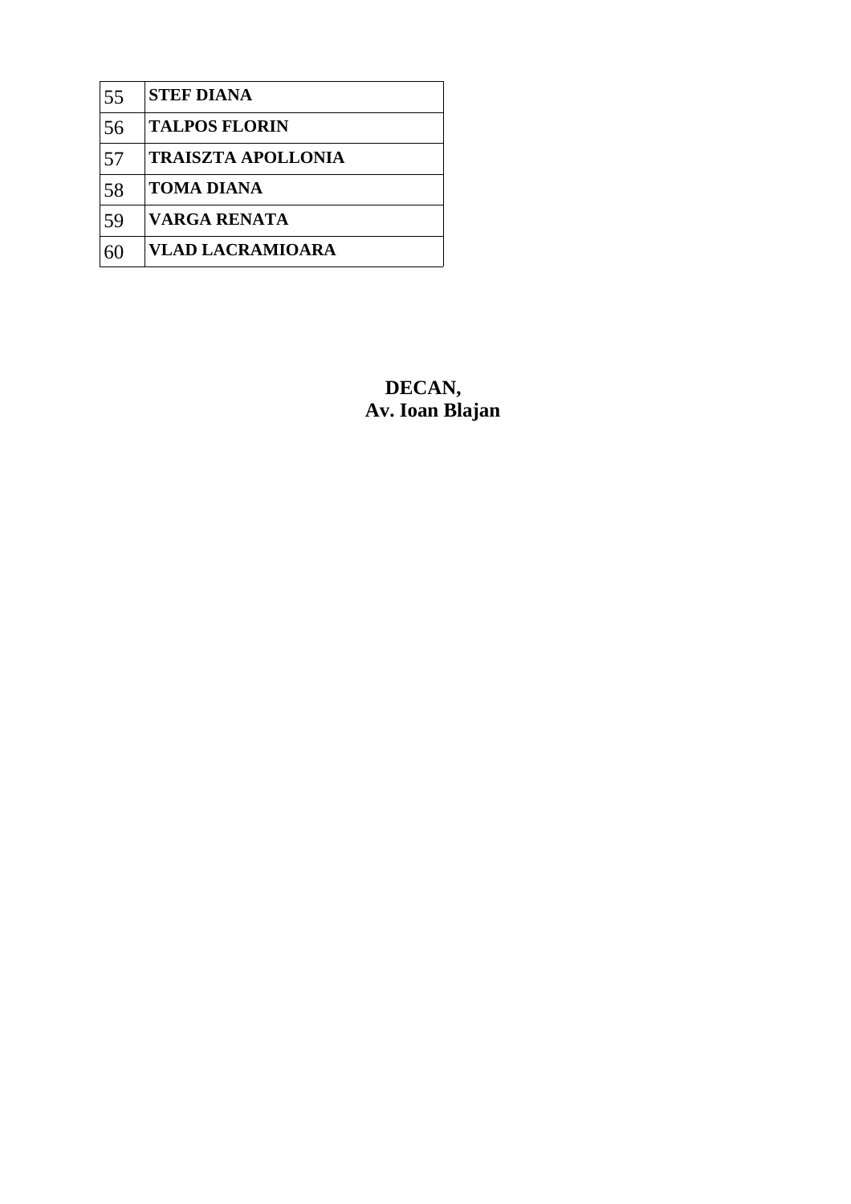| | |
|---|---|
| 55 | **STEF DIANA** |
| 56 | **TALPOS FLORIN** |
| 57 | **TRAISZTA APOLLONIA** |
| 58 | **TOMA DIANA** |
| 59 | **VARGA RENATA** |
| 60 | **VLAD LACRAMIOARA** |

**DECAN,**
**Av. Ioan Blajan**